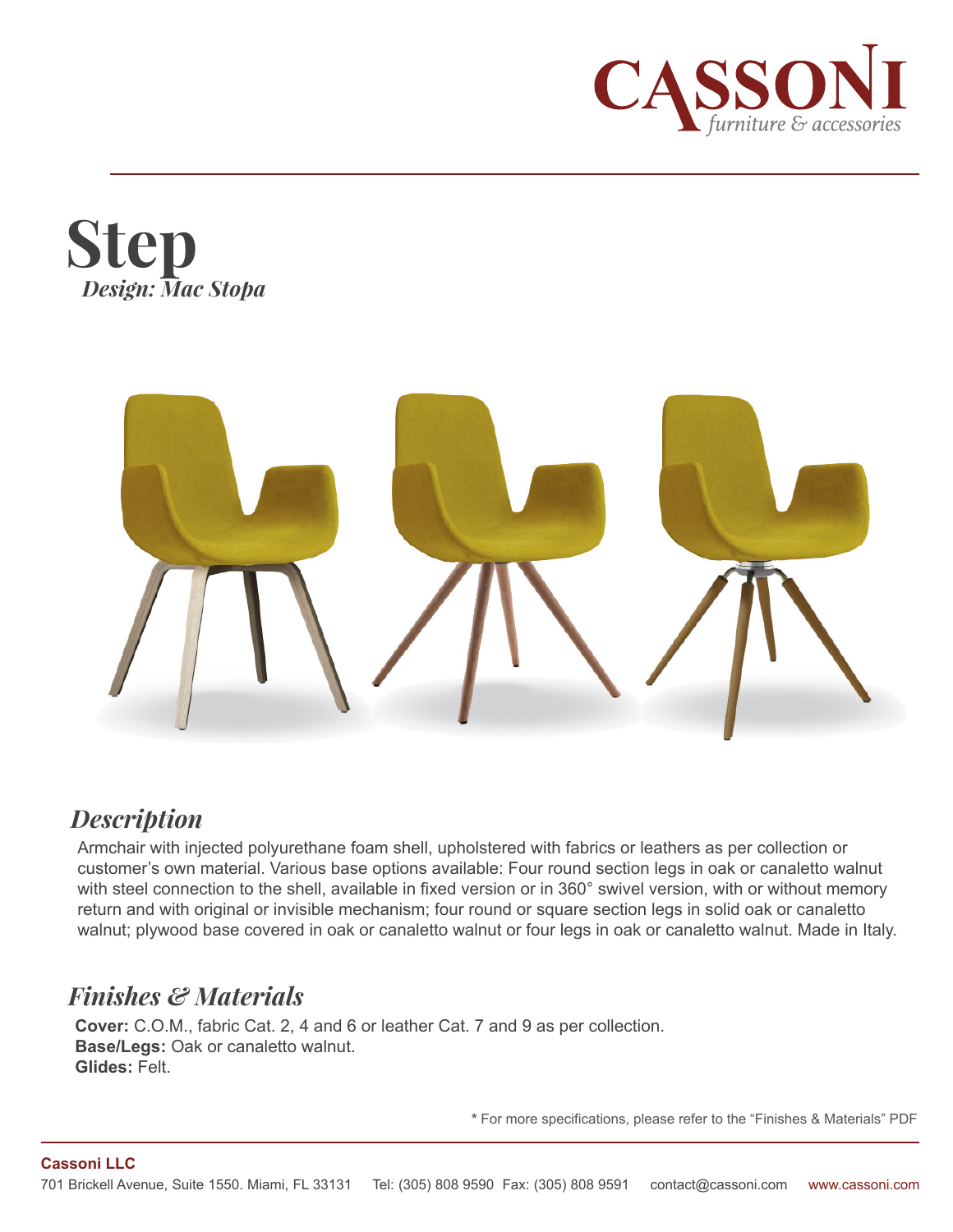# Step

*Design: Mac Stopa*

## *Description*

Armchair with injected polyurethane foam shell, upholstered with fabrics or leathers as per collection or customer's own material. Various base options available: Four round section legs in oak or canaletto walnut with steel connection to the shell, available in fixed version or in 360° swivel version, with or without memory return and with original or invisible mechanism; four round or square section legs in solid oak or canaletto walnut; plywood base covered in oak or canaletto walnut or four legs in oak or canaletto walnut. Made in Italy.

## *Finishes & Materials*

**Cover:** C.O.M., fabric Cat. 2, 4 and 6 or leather Cat. 7 and 9 as per collection.
**Base/Legs:** Oak or canaletto walnut.
**Glides:** Felt.

* For more specifications, please refer to the "Finishes & Materials" PDF

**Cassoni LLC**
701 Brickell Avenue, Suite 1550. Miami, FL 33131 Tel: (305) 808 9590 Fax: (305) 808 9591 contact@cassoni.com www.cassoni.com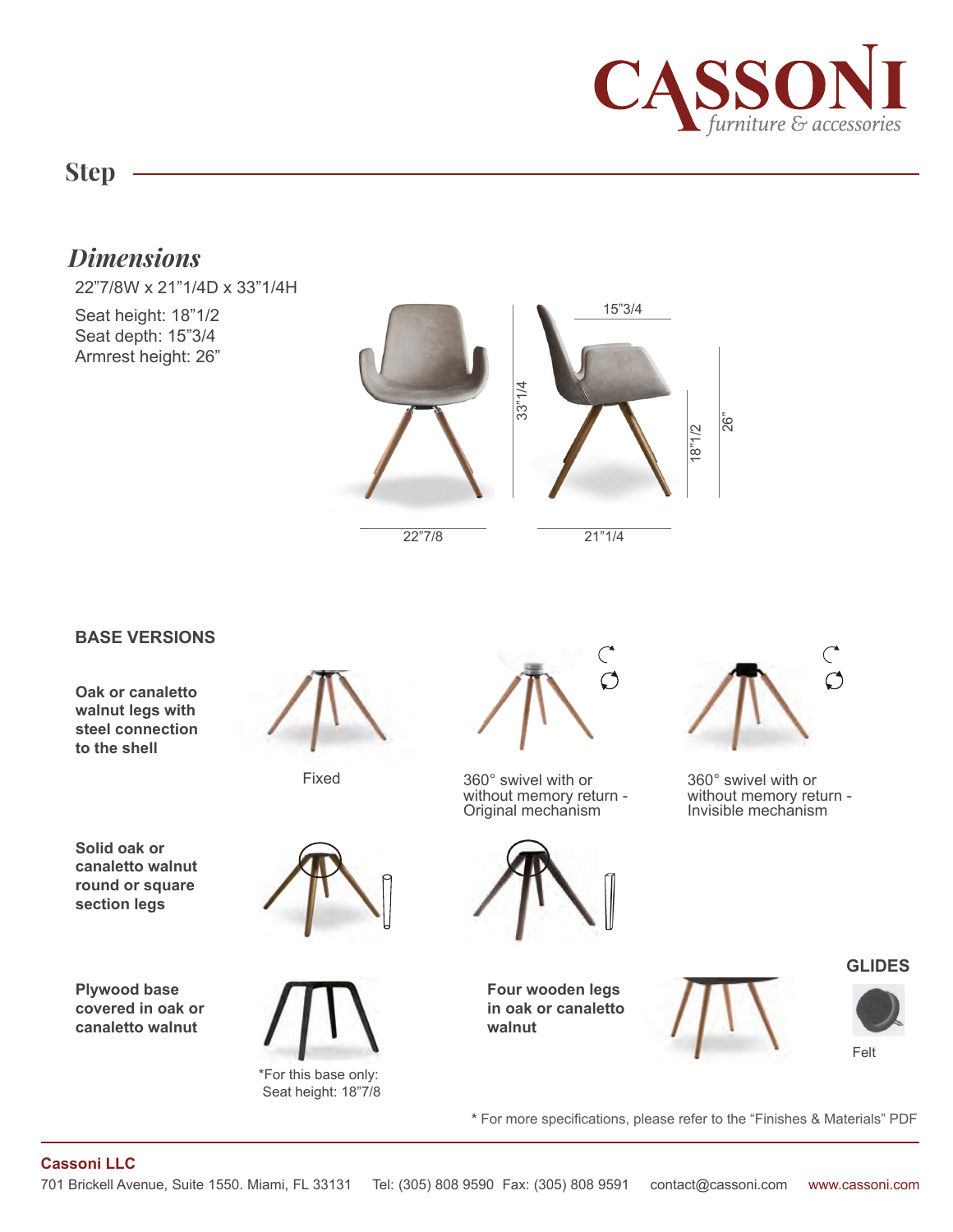# CASSONI
*furniture & accessories*

## Step

### *Dimensions*

22"7/8W x 21"1/4D x 33"1/4H

Seat height: 18"1/2
Seat depth: 15"3/4
Armrest height: 26"

15"3/4
33"1/4
18"1/2
26"
22"7/8
21"1/4

**BASE VERSIONS**

**Oak or canaletto walnut legs with steel connection to the shell**

Fixed

360° swivel with or without memory return - Original mechanism

360° swivel with or without memory return - Invisible mechanism

**Solid oak or canaletto walnut round or square section legs**

**Plywood base covered in oak or canaletto walnut**

*For this base only:
Seat height: 18"7/8

**Four wooden legs in oak or canaletto walnut**

**GLIDES**

Felt

* For more specifications, please refer to the "Finishes & Materials" PDF

**Cassoni LLC**
701 Brickell Avenue, Suite 1550. Miami, FL 33131 Tel: (305) 808 9590 Fax: (305) 808 9591 contact@cassoni.com www.cassoni.com